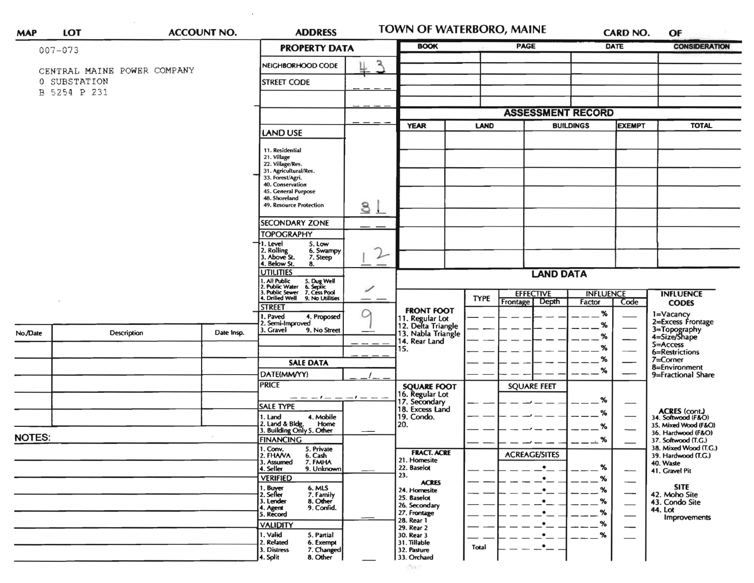**TOWN OF WATERBORO, MAINE**

| MAP | LOT | ACCOUNT NO. | ADDRESS | CARD NO. | OF |
|---|---|---|---|---|---|

007-073

CENTRAL MAINE POWER COMPANY
0 SUBSTATION
B 5254 P 231

## PROPERTY DATA

| Field | Value |
|---|---|
| NEIGHBORHOOD CODE | 43 |
| STREET CODE | |
| LAND USE (11. Residential, 21. Village, 22. Village/Res., 31. Agricultural/Res., 33. Forest/Agri., 40. Conservation, 45. General Purpose, 48. Shoreland, 49. Resource Protection) | 31 |
| SECONDARY ZONE | |
| TOPOGRAPHY (1. Level, 2. Rolling, 3. Above St., 4. Below St., 5. Low, 6. Swampy, 7. Steep, 8.) | 1 2 |
| UTILITIES (1. All Public, 2. Public Water, 3. Public Sewer, 4. Drilled Well, 5. Dug Well, 6. Septic, 7. Cess Pool, 9. No Utilities) | ✓ |
| STREET (1. Paved, 2. Semi-Improved, 3. Gravel, 4. Proposed, 9. No Street) | 9 |

## SALE DATA

| Field | Value |
|---|---|
| DATE(MM/YY) | / |
| PRICE | |
| SALE TYPE (1. Land, 2. Land & Bldg., 3. Building Only, 4. Mobile Home, 5. Other) | |
| FINANCING (1. Conv., 2. FHA/VA, 3. Assumed, 4. Seller, 5. Private, 6. Cash, 7. FMHA, 9. Unknown) | |
| VERIFIED (1. Buyer, 2. Seller, 3. Lender, 4. Agent, 5. Record, 6. MLS, 7. Family, 8. Other, 9. Confid.) | |
| VALIDITY (1. Valid, 2. Related, 3. Distress, 4. Split, 5. Partial, 6. Exempt, 7. Changed, 8. Other) | |

| BOOK | PAGE | DATE | CONSIDERATION |
|---|---|---|---|
| | | | |
| | | | |
| | | | |
| | | | |

## ASSESSMENT RECORD

| YEAR | LAND | BUILDINGS | EXEMPT | TOTAL |
|---|---|---|---|---|
| | | | | |
| | | | | |
| | | | | |
| | | | | |
| | | | | |
| | | | | |
| | | | | |

## LAND DATA

| | TYPE | EFFECTIVE Frontage | EFFECTIVE Depth | INFLUENCE Factor | INFLUENCE Code |
|---|---|---|---|---|---|
| **FRONT FOOT** 11. Regular Lot, 12. Delta Triangle, 13. Nabla Triangle, 14. Rear Land, 15. | | | | % | |
| **SQUARE FOOT** 16. Regular Lot, 17. Secondary, 18. Excess Land, 19. Condo., 20. | | SQUARE FEET | | % | |
| **FRACT. ACRE** 21. Homesite, 22. Baselot, 23. **ACRES** 24. Homesite, 25. Baselot, 26. Secondary, 27. Frontage, 28. Rear 1, 29. Rear 2, 30. Rear 3, 31. Tillable, 32. Pasture, 33. Orchard | Total | ACREAGE/SITES | | % | |

**INFLUENCE CODES**
1=Vacancy
2=Excess Frontage
3=Topography
4=Size/Shape
5=Access
6=Restrictions
7=Corner
8=Environment
9=Fractional Share

**ACRES (cont.)**
34. Softwood (F&O)
35. Mixed Wood (F&O)
36. Hardwood (F&O)
37. Softwood (T.G.)
38. Mixed Wood (T.G.)
39. Hardwood (T.G.)
40. Waste
41. Gravel Pit

**SITE**
42. Moho Site
43. Condo Site
44. Lot Improvements

| No./Date | Description | Date Insp. |
|---|---|---|
| | | |
| | | |
| | | |
| | | |
| | | |

NOTES: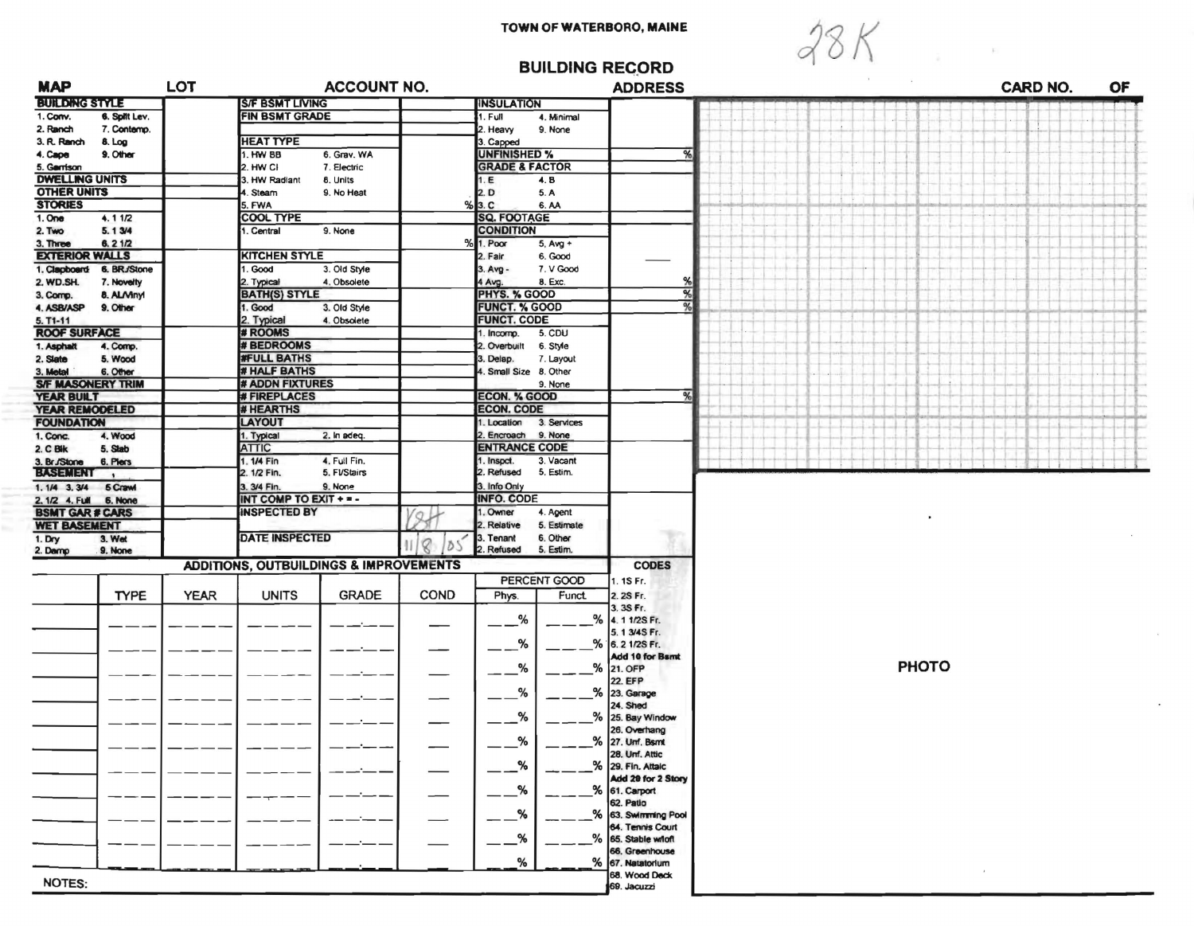TOWN OF WATERBORO, MAINE

28K

# BUILDING RECORD

| MAP | LOT | ACCOUNT NO. | ADDRESS | CARD NO. | OF |
|---|---|---|---|---|---|
| | | | | | |

| | | | | | |
|---|---|---|---|---|---|
| **BUILDING STYLE** 1. Conv. 6. Split Lev. 2. Ranch 7. Contemp. 3. R. Ranch 8. Log 4. Cape 9. Other 5. Garrison | | **S/F BSMT LIVING** | | **INSULATION** 1. Full 4. Minimal 2. Heavy 9. None 3. Capped | |
| **DWELLING UNITS** | | **FIN BSMT GRADE** | | **UNFINISHED %** | % |
| **OTHER UNITS** | | **HEAT TYPE** 1. HW BB 6. Grav. WA 2. HW CI 7. Electric 3. HW Radiant 8. Units 4. Steam 9. No Heat 5. FWA | % | **GRADE & FACTOR** 1. E 4. B 2. D 5. A 3. C 6. AA | |
| **STORIES** 1. One 4. 1 1/2 2. Two 5. 1 3/4 3. Three 6. 2 1/2 | | **COOL TYPE** 1. Central 9. None | % | **SQ. FOOTAGE** | |
| **EXTERIOR WALLS** 1. Clapboard 6. BR./Stone 2. WD.SH. 7. Novelty 3. Comp. 8. AL/Vinyl 4. ASB/ASP 9. Other 5. T1-11 | | **KITCHEN STYLE** 1. Good 3. Old Style 2. Typical 4. Obsolete | | **CONDITION** 1. Poor 5. Avg + 2. Fair 6. Good 3. Avg - 7. V Good 4 Avg. 8. Exc. | ___ |
| | | **BATH(S) STYLE** 1. Good 3. Old Style 2. Typical 4. Obsolete | | **PHYS. % GOOD** | % |
| | | | | **FUNCT. % GOOD** | % |
| **ROOF SURFACE** 1. Asphalt 4. Comp. 2. Slate 5. Wood 3. Metal 6. Other | | **# ROOMS** | | **FUNCT. CODE** 1. Incomp. 5. CDU 2. Overbuilt 6. Style 3. Delap. 7. Layout 4. Small Size 8. Other 9. None | |
| | | **# BEDROOMS** | | | |
| | | **#FULL BATHS** | | | |
| | | **# HALF BATHS** | | | |
| **S/F MASONERY TRIM** | | **# ADDN FIXTURES** | | | |
| **YEAR BUILT** | | **# FIREPLACES** | | **ECON. % GOOD** | % |
| **YEAR REMODELED** | | **# HEARTHS** | | **ECON. CODE** 1. Location 3. Services 2. Encroach 9. None | |
| **FOUNDATION** 1. Conc. 4. Wood 2. C Blk 5. Slab 3. Br./Stone 6. Piers | | **LAYOUT** 1. Typical 2. In adeq. | | | |
| | | **ATTIC** 1. 1/4 Fin 4. Full Fin. 2. 1/2 Fin. 5. Fl/Stairs 3. 3/4 Fin. 9. None | | **ENTRANCE CODE** 1. Inspct. 3. Vacant 2. Refused 5. Estim. 3. Info Only | |
| **BASEMENT** 1. 1/4 3. 3/4 5 Crawl 2. 1/2 4. Full 6. None | | **INT COMP TO EXIT + = -** | | **INFO. CODE** 1. Owner 4. Agent 2. Relative 5. Estimate 3. Tenant 6. Other 2. Refused 5. Estim. | |
| **BSMT GAR # CARS** | | **INSPECTED BY** | K8H | | |
| **WET BASEMENT** 1. Dry 3. Wet 2. Damp 9. None | | **DATE INSPECTED** | 11/8/05 | | |

## ADDITIONS, OUTBUILDINGS & IMPROVEMENTS

| | TYPE | YEAR | UNITS | GRADE | COND | PERCENT GOOD Phys. | Funct. |
|---|---|---|---|---|---|---|---|
| | | | | | | % | % |
| | | | | | | % | % |
| | | | | | | % | % |
| | | | | | | % | % |
| | | | | | | % | % |
| | | | | | | % | % |
| | | | | | | % | % |
| | | | | | | % | % |
| | | | | | | % | % |
| | | | | | | % | % |
| | | | | | | % | % |

NOTES:

**CODES**
1. 1S Fr.
2. 2S Fr.
3. 3S Fr.
4. 1 1/2S Fr.
5. 1 3/4S Fr.
6. 2 1/2S Fr.

**Add 10 for Bsmt**

21. OFP
22. EFP
23. Garage
24. Shed
25. Bay Window
26. Overhang
27. Unf. Bsmt
28. Unf. Attic
29. Fin. Attaic

**Add 20 for 2 Story**

61. Carport
62. Patio
63. Swimming Pool
64. Tennis Court
65. Stable w/loft
66. Greenhouse
67. Natatorium
68. Wood Deck
69. Jacuzzi

PHOTO